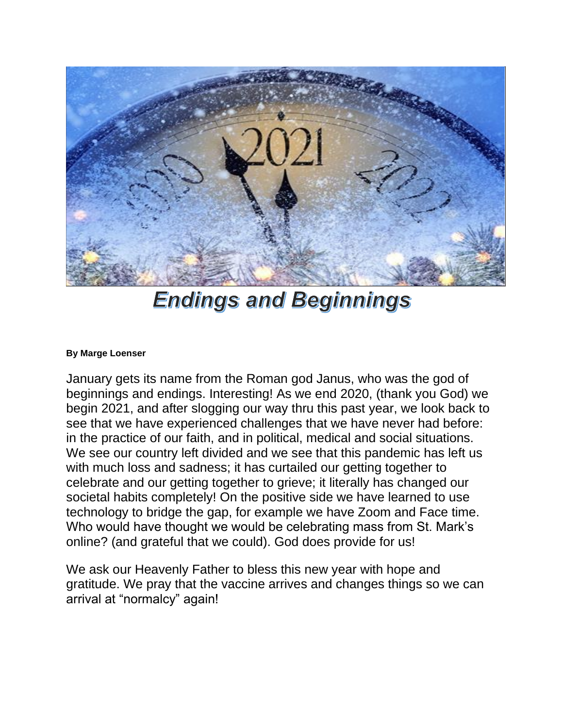# Endings and Beginnings

**By Marge Loenser**

January gets its name from the Roman god Janus, who was the god of beginnings and endings. Interesting! As we end 2020, (thank you God) we begin 2021, and after slogging our way thru this past year, we look back to see that we have experienced challenges that we have never had before: in the practice of our faith, and in political, medical and social situations. We see our country left divided and we see that this pandemic has left us with much loss and sadness; it has curtailed our getting together to celebrate and our getting together to grieve; it literally has changed our societal habits completely! On the positive side we have learned to use technology to bridge the gap, for example we have Zoom and Face time. Who would have thought we would be celebrating mass from St. Mark's online? (and grateful that we could). God does provide for us!

We ask our Heavenly Father to bless this new year with hope and gratitude. We pray that the vaccine arrives and changes things so we can arrival at "normalcy" again!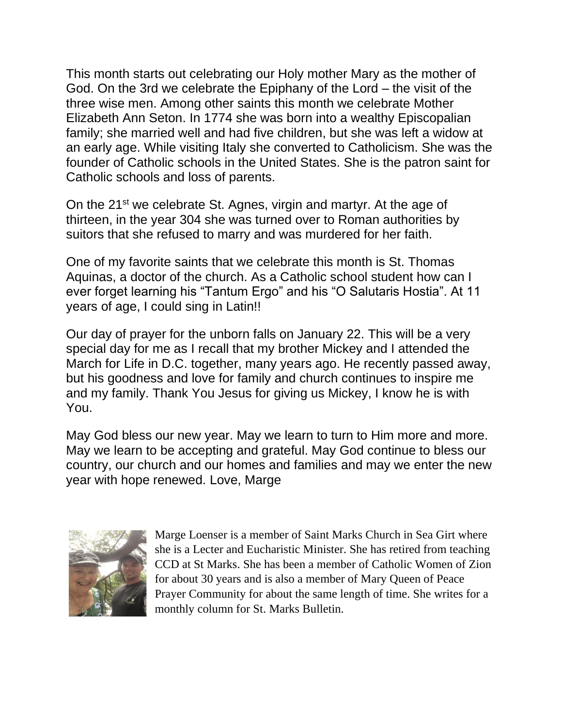This month starts out celebrating our Holy mother Mary as the mother of God. On the 3rd we celebrate the Epiphany of the Lord – the visit of the three wise men. Among other saints this month we celebrate Mother Elizabeth Ann Seton. In 1774 she was born into a wealthy Episcopalian family; she married well and had five children, but she was left a widow at an early age. While visiting Italy she converted to Catholicism. She was the founder of Catholic schools in the United States. She is the patron saint for Catholic schools and loss of parents.

On the 21st we celebrate St. Agnes, virgin and martyr. At the age of thirteen, in the year 304 she was turned over to Roman authorities by suitors that she refused to marry and was murdered for her faith.

One of my favorite saints that we celebrate this month is St. Thomas Aquinas, a doctor of the church. As a Catholic school student how can I ever forget learning his "Tantum Ergo" and his "O Salutaris Hostia". At 11 years of age, I could sing in Latin!!

Our day of prayer for the unborn falls on January 22. This will be a very special day for me as I recall that my brother Mickey and I attended the March for Life in D.C. together, many years ago. He recently passed away, but his goodness and love for family and church continues to inspire me and my family. Thank You Jesus for giving us Mickey, I know he is with You.

May God bless our new year. May we learn to turn to Him more and more. May we learn to be accepting and grateful. May God continue to bless our country, our church and our homes and families and may we enter the new year with hope renewed. Love, Marge

Marge Loenser is a member of Saint Marks Church in Sea Girt where she is a Lecter and Eucharistic Minister. She has retired from teaching CCD at St Marks. She has been a member of Catholic Women of Zion for about 30 years and is also a member of Mary Queen of Peace Prayer Community for about the same length of time. She writes for a monthly column for St. Marks Bulletin.